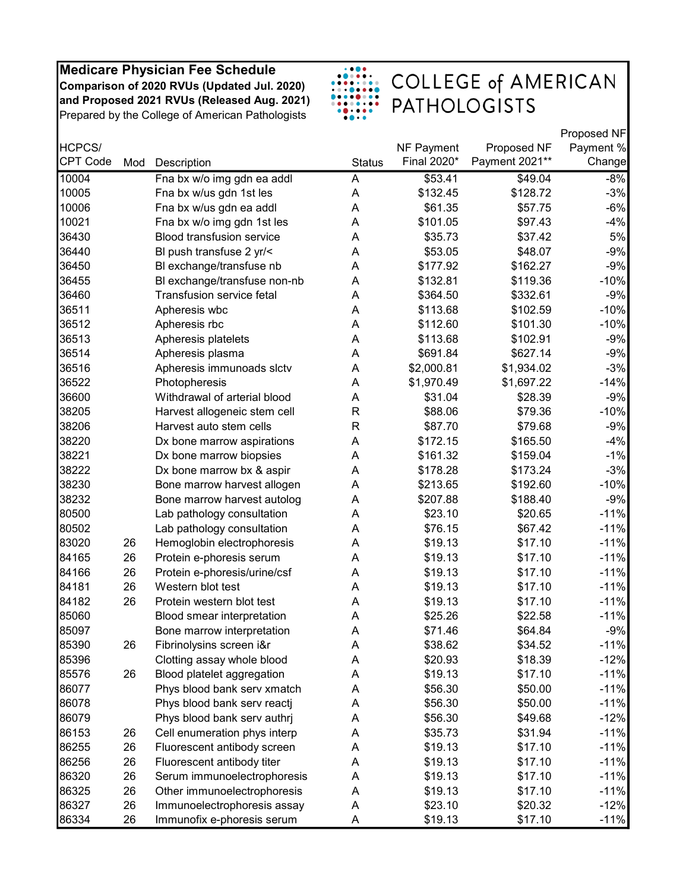**Medicare Physician Fee Schedule**
**Comparison of 2020 RVUs (Updated Jul. 2020) and Proposed 2021 RVUs (Released Aug. 2021)**
Prepared by the College of American Pathologists

COLLEGE of AMERICAN PATHOLOGISTS

| HCPCS/ CPT Code | Mod | Description | Status | NF Payment Final 2020* | Proposed NF Payment 2021** | Proposed NF Payment % Change |
|---|---|---|---|---|---|---|
| 10004 | | Fna bx w/o img gdn ea addl | A | $53.41 | $49.04 | -8% |
| 10005 | | Fna bx w/us gdn 1st les | A | $132.45 | $128.72 | -3% |
| 10006 | | Fna bx w/us gdn ea addl | A | $61.35 | $57.75 | -6% |
| 10021 | | Fna bx w/o img gdn 1st les | A | $101.05 | $97.43 | -4% |
| 36430 | | Blood transfusion service | A | $35.73 | $37.42 | 5% |
| 36440 | | Bl push transfuse 2 yr/< | A | $53.05 | $48.07 | -9% |
| 36450 | | Bl exchange/transfuse nb | A | $177.92 | $162.27 | -9% |
| 36455 | | Bl exchange/transfuse non-nb | A | $132.81 | $119.36 | -10% |
| 36460 | | Transfusion service fetal | A | $364.50 | $332.61 | -9% |
| 36511 | | Apheresis wbc | A | $113.68 | $102.59 | -10% |
| 36512 | | Apheresis rbc | A | $112.60 | $101.30 | -10% |
| 36513 | | Apheresis platelets | A | $113.68 | $102.91 | -9% |
| 36514 | | Apheresis plasma | A | $691.84 | $627.14 | -9% |
| 36516 | | Apheresis immunoads slctv | A | $2,000.81 | $1,934.02 | -3% |
| 36522 | | Photopheresis | A | $1,970.49 | $1,697.22 | -14% |
| 36600 | | Withdrawal of arterial blood | A | $31.04 | $28.39 | -9% |
| 38205 | | Harvest allogeneic stem cell | R | $88.06 | $79.36 | -10% |
| 38206 | | Harvest auto stem cells | R | $87.70 | $79.68 | -9% |
| 38220 | | Dx bone marrow aspirations | A | $172.15 | $165.50 | -4% |
| 38221 | | Dx bone marrow biopsies | A | $161.32 | $159.04 | -1% |
| 38222 | | Dx bone marrow bx & aspir | A | $178.28 | $173.24 | -3% |
| 38230 | | Bone marrow harvest allogen | A | $213.65 | $192.60 | -10% |
| 38232 | | Bone marrow harvest autolog | A | $207.88 | $188.40 | -9% |
| 80500 | | Lab pathology consultation | A | $23.10 | $20.65 | -11% |
| 80502 | | Lab pathology consultation | A | $76.15 | $67.42 | -11% |
| 83020 | 26 | Hemoglobin electrophoresis | A | $19.13 | $17.10 | -11% |
| 84165 | 26 | Protein e-phoresis serum | A | $19.13 | $17.10 | -11% |
| 84166 | 26 | Protein e-phoresis/urine/csf | A | $19.13 | $17.10 | -11% |
| 84181 | 26 | Western blot test | A | $19.13 | $17.10 | -11% |
| 84182 | 26 | Protein western blot test | A | $19.13 | $17.10 | -11% |
| 85060 | | Blood smear interpretation | A | $25.26 | $22.58 | -11% |
| 85097 | | Bone marrow interpretation | A | $71.46 | $64.84 | -9% |
| 85390 | 26 | Fibrinolysins screen i&r | A | $38.62 | $34.52 | -11% |
| 85396 | | Clotting assay whole blood | A | $20.93 | $18.39 | -12% |
| 85576 | 26 | Blood platelet aggregation | A | $19.13 | $17.10 | -11% |
| 86077 | | Phys blood bank serv xmatch | A | $56.30 | $50.00 | -11% |
| 86078 | | Phys blood bank serv reactj | A | $56.30 | $50.00 | -11% |
| 86079 | | Phys blood bank serv authrj | A | $56.30 | $49.68 | -12% |
| 86153 | 26 | Cell enumeration phys interp | A | $35.73 | $31.94 | -11% |
| 86255 | 26 | Fluorescent antibody screen | A | $19.13 | $17.10 | -11% |
| 86256 | 26 | Fluorescent antibody titer | A | $19.13 | $17.10 | -11% |
| 86320 | 26 | Serum immunoelectrophoresis | A | $19.13 | $17.10 | -11% |
| 86325 | 26 | Other immunoelectrophoresis | A | $19.13 | $17.10 | -11% |
| 86327 | 26 | Immunoelectrophoresis assay | A | $23.10 | $20.32 | -12% |
| 86334 | 26 | Immunofix e-phoresis serum | A | $19.13 | $17.10 | -11% |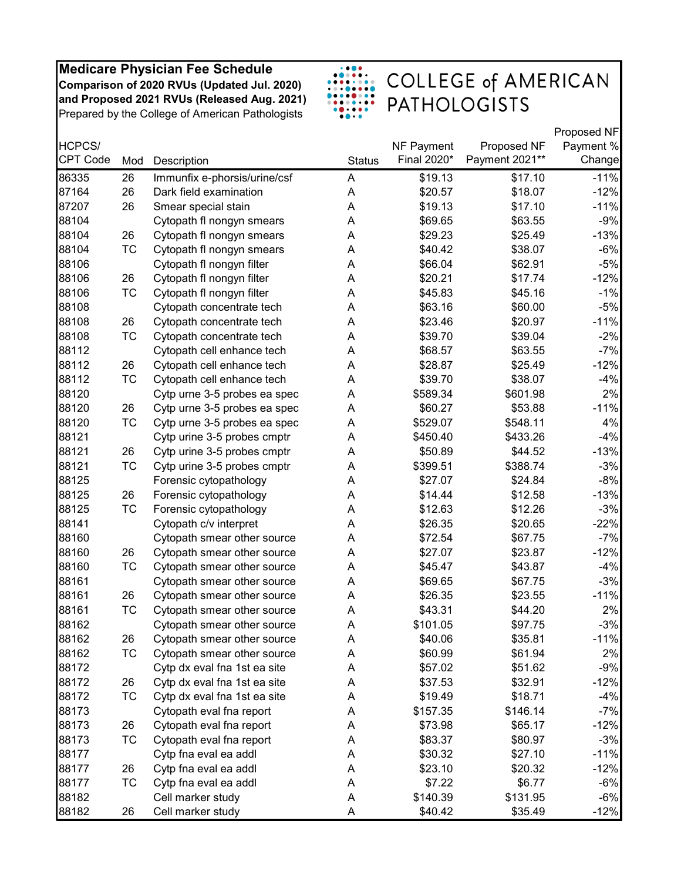**Medicare Physician Fee Schedule**
**Comparison of 2020 RVUs (Updated Jul. 2020) and Proposed 2021 RVUs (Released Aug. 2021)**
Prepared by the College of American Pathologists

COLLEGE of AMERICAN PATHOLOGISTS

| HCPCS/ CPT Code | Mod | Description | Status | NF Payment Final 2020* | Proposed NF Payment 2021** | Proposed NF Payment % Change |
|---|---|---|---|---|---|---|
| 86335 | 26 | Immunfix e-phorsis/urine/csf | A | $19.13 | $17.10 | -11% |
| 87164 | 26 | Dark field examination | A | $20.57 | $18.07 | -12% |
| 87207 | 26 | Smear special stain | A | $19.13 | $17.10 | -11% |
| 88104 | | Cytopath fl nongyn smears | A | $69.65 | $63.55 | -9% |
| 88104 | 26 | Cytopath fl nongyn smears | A | $29.23 | $25.49 | -13% |
| 88104 | TC | Cytopath fl nongyn smears | A | $40.42 | $38.07 | -6% |
| 88106 | | Cytopath fl nongyn filter | A | $66.04 | $62.91 | -5% |
| 88106 | 26 | Cytopath fl nongyn filter | A | $20.21 | $17.74 | -12% |
| 88106 | TC | Cytopath fl nongyn filter | A | $45.83 | $45.16 | -1% |
| 88108 | | Cytopath concentrate tech | A | $63.16 | $60.00 | -5% |
| 88108 | 26 | Cytopath concentrate tech | A | $23.46 | $20.97 | -11% |
| 88108 | TC | Cytopath concentrate tech | A | $39.70 | $39.04 | -2% |
| 88112 | | Cytopath cell enhance tech | A | $68.57 | $63.55 | -7% |
| 88112 | 26 | Cytopath cell enhance tech | A | $28.87 | $25.49 | -12% |
| 88112 | TC | Cytopath cell enhance tech | A | $39.70 | $38.07 | -4% |
| 88120 | | Cytp urne 3-5 probes ea spec | A | $589.34 | $601.98 | 2% |
| 88120 | 26 | Cytp urne 3-5 probes ea spec | A | $60.27 | $53.88 | -11% |
| 88120 | TC | Cytp urne 3-5 probes ea spec | A | $529.07 | $548.11 | 4% |
| 88121 | | Cytp urine 3-5 probes cmptr | A | $450.40 | $433.26 | -4% |
| 88121 | 26 | Cytp urine 3-5 probes cmptr | A | $50.89 | $44.52 | -13% |
| 88121 | TC | Cytp urine 3-5 probes cmptr | A | $399.51 | $388.74 | -3% |
| 88125 | | Forensic cytopathology | A | $27.07 | $24.84 | -8% |
| 88125 | 26 | Forensic cytopathology | A | $14.44 | $12.58 | -13% |
| 88125 | TC | Forensic cytopathology | A | $12.63 | $12.26 | -3% |
| 88141 | | Cytopath c/v interpret | A | $26.35 | $20.65 | -22% |
| 88160 | | Cytopath smear other source | A | $72.54 | $67.75 | -7% |
| 88160 | 26 | Cytopath smear other source | A | $27.07 | $23.87 | -12% |
| 88160 | TC | Cytopath smear other source | A | $45.47 | $43.87 | -4% |
| 88161 | | Cytopath smear other source | A | $69.65 | $67.75 | -3% |
| 88161 | 26 | Cytopath smear other source | A | $26.35 | $23.55 | -11% |
| 88161 | TC | Cytopath smear other source | A | $43.31 | $44.20 | 2% |
| 88162 | | Cytopath smear other source | A | $101.05 | $97.75 | -3% |
| 88162 | 26 | Cytopath smear other source | A | $40.06 | $35.81 | -11% |
| 88162 | TC | Cytopath smear other source | A | $60.99 | $61.94 | 2% |
| 88172 | | Cytp dx eval fna 1st ea site | A | $57.02 | $51.62 | -9% |
| 88172 | 26 | Cytp dx eval fna 1st ea site | A | $37.53 | $32.91 | -12% |
| 88172 | TC | Cytp dx eval fna 1st ea site | A | $19.49 | $18.71 | -4% |
| 88173 | | Cytopath eval fna report | A | $157.35 | $146.14 | -7% |
| 88173 | 26 | Cytopath eval fna report | A | $73.98 | $65.17 | -12% |
| 88173 | TC | Cytopath eval fna report | A | $83.37 | $80.97 | -3% |
| 88177 | | Cytp fna eval ea addl | A | $30.32 | $27.10 | -11% |
| 88177 | 26 | Cytp fna eval ea addl | A | $23.10 | $20.32 | -12% |
| 88177 | TC | Cytp fna eval ea addl | A | $7.22 | $6.77 | -6% |
| 88182 | | Cell marker study | A | $140.39 | $131.95 | -6% |
| 88182 | 26 | Cell marker study | A | $40.42 | $35.49 | -12% |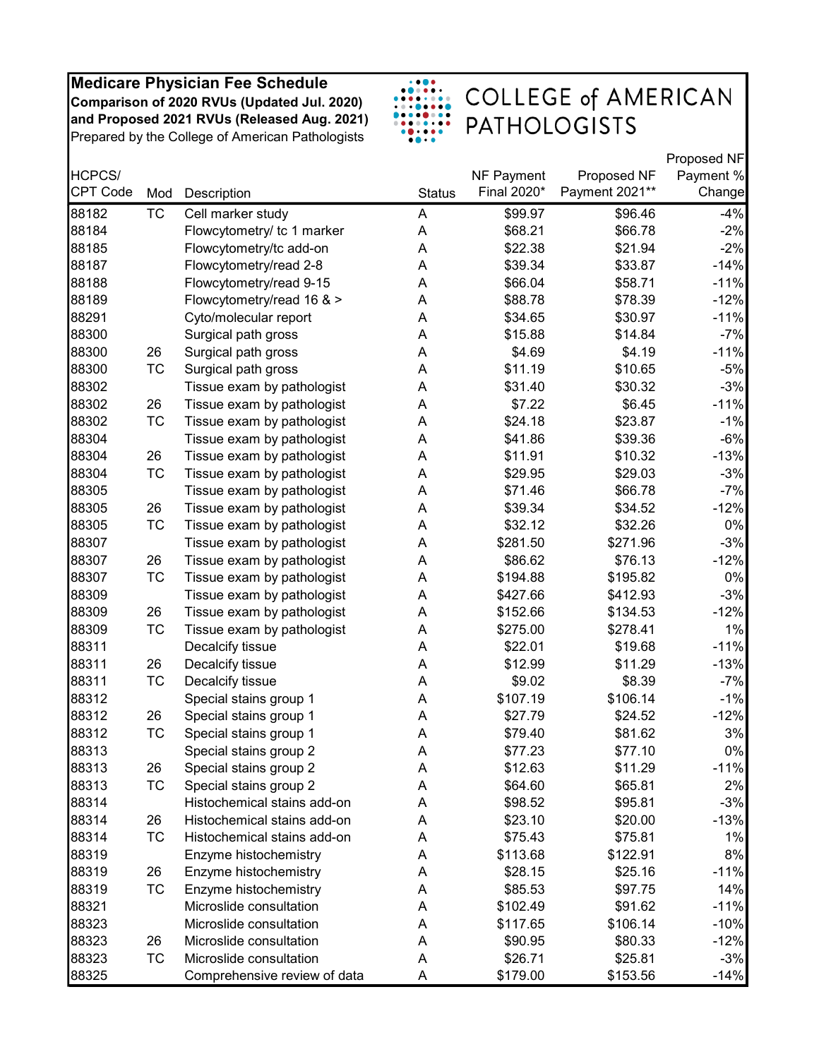**Medicare Physician Fee Schedule**
**Comparison of 2020 RVUs (Updated Jul. 2020) and Proposed 2021 RVUs (Released Aug. 2021)**
Prepared by the College of American Pathologists

COLLEGE of AMERICAN PATHOLOGISTS

| HCPCS/ CPT Code | Mod | Description | Status | NF Payment Final 2020* | Proposed NF Payment 2021** | Proposed NF Payment % Change |
|---|---|---|---|---|---|---|
| 88182 | TC | Cell marker study | A | $99.97 | $96.46 | -4% |
| 88184 | | Flowcytometry/ tc 1 marker | A | $68.21 | $66.78 | -2% |
| 88185 | | Flowcytometry/tc add-on | A | $22.38 | $21.94 | -2% |
| 88187 | | Flowcytometry/read 2-8 | A | $39.34 | $33.87 | -14% |
| 88188 | | Flowcytometry/read 9-15 | A | $66.04 | $58.71 | -11% |
| 88189 | | Flowcytometry/read 16 & > | A | $88.78 | $78.39 | -12% |
| 88291 | | Cyto/molecular report | A | $34.65 | $30.97 | -11% |
| 88300 | | Surgical path gross | A | $15.88 | $14.84 | -7% |
| 88300 | 26 | Surgical path gross | A | $4.69 | $4.19 | -11% |
| 88300 | TC | Surgical path gross | A | $11.19 | $10.65 | -5% |
| 88302 | | Tissue exam by pathologist | A | $31.40 | $30.32 | -3% |
| 88302 | 26 | Tissue exam by pathologist | A | $7.22 | $6.45 | -11% |
| 88302 | TC | Tissue exam by pathologist | A | $24.18 | $23.87 | -1% |
| 88304 | | Tissue exam by pathologist | A | $41.86 | $39.36 | -6% |
| 88304 | 26 | Tissue exam by pathologist | A | $11.91 | $10.32 | -13% |
| 88304 | TC | Tissue exam by pathologist | A | $29.95 | $29.03 | -3% |
| 88305 | | Tissue exam by pathologist | A | $71.46 | $66.78 | -7% |
| 88305 | 26 | Tissue exam by pathologist | A | $39.34 | $34.52 | -12% |
| 88305 | TC | Tissue exam by pathologist | A | $32.12 | $32.26 | 0% |
| 88307 | | Tissue exam by pathologist | A | $281.50 | $271.96 | -3% |
| 88307 | 26 | Tissue exam by pathologist | A | $86.62 | $76.13 | -12% |
| 88307 | TC | Tissue exam by pathologist | A | $194.88 | $195.82 | 0% |
| 88309 | | Tissue exam by pathologist | A | $427.66 | $412.93 | -3% |
| 88309 | 26 | Tissue exam by pathologist | A | $152.66 | $134.53 | -12% |
| 88309 | TC | Tissue exam by pathologist | A | $275.00 | $278.41 | 1% |
| 88311 | | Decalcify tissue | A | $22.01 | $19.68 | -11% |
| 88311 | 26 | Decalcify tissue | A | $12.99 | $11.29 | -13% |
| 88311 | TC | Decalcify tissue | A | $9.02 | $8.39 | -7% |
| 88312 | | Special stains group 1 | A | $107.19 | $106.14 | -1% |
| 88312 | 26 | Special stains group 1 | A | $27.79 | $24.52 | -12% |
| 88312 | TC | Special stains group 1 | A | $79.40 | $81.62 | 3% |
| 88313 | | Special stains group 2 | A | $77.23 | $77.10 | 0% |
| 88313 | 26 | Special stains group 2 | A | $12.63 | $11.29 | -11% |
| 88313 | TC | Special stains group 2 | A | $64.60 | $65.81 | 2% |
| 88314 | | Histochemical stains add-on | A | $98.52 | $95.81 | -3% |
| 88314 | 26 | Histochemical stains add-on | A | $23.10 | $20.00 | -13% |
| 88314 | TC | Histochemical stains add-on | A | $75.43 | $75.81 | 1% |
| 88319 | | Enzyme histochemistry | A | $113.68 | $122.91 | 8% |
| 88319 | 26 | Enzyme histochemistry | A | $28.15 | $25.16 | -11% |
| 88319 | TC | Enzyme histochemistry | A | $85.53 | $97.75 | 14% |
| 88321 | | Microslide consultation | A | $102.49 | $91.62 | -11% |
| 88323 | | Microslide consultation | A | $117.65 | $106.14 | -10% |
| 88323 | 26 | Microslide consultation | A | $90.95 | $80.33 | -12% |
| 88323 | TC | Microslide consultation | A | $26.71 | $25.81 | -3% |
| 88325 | | Comprehensive review of data | A | $179.00 | $153.56 | -14% |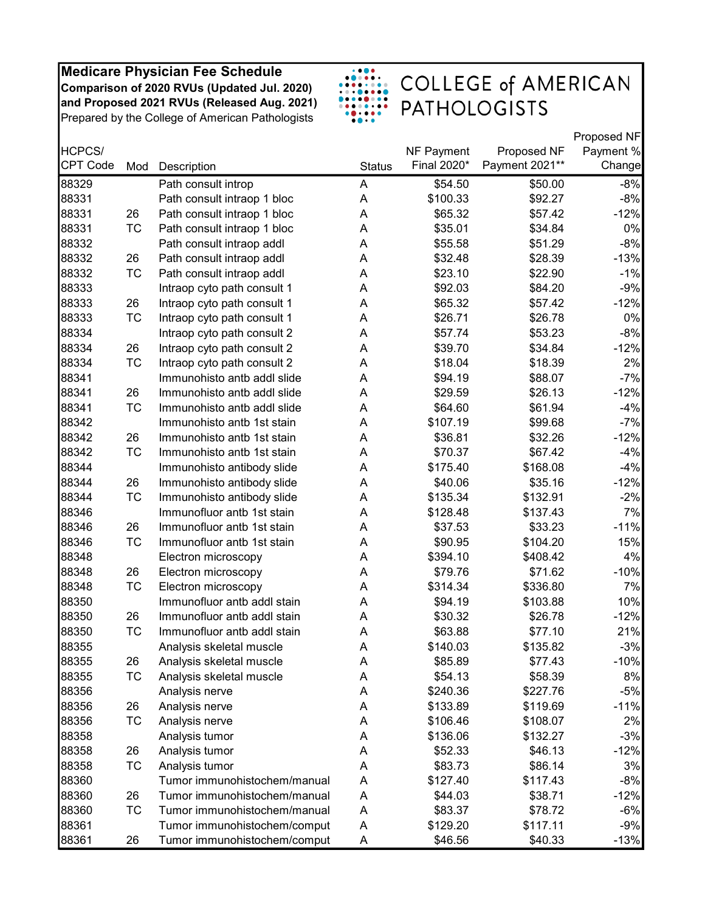**Medicare Physician Fee Schedule**
**Comparison of 2020 RVUs (Updated Jul. 2020) and Proposed 2021 RVUs (Released Aug. 2021)**
Prepared by the College of American Pathologists

COLLEGE of AMERICAN PATHOLOGISTS

| HCPCS/ CPT Code | Mod | Description | Status | NF Payment Final 2020* | Proposed NF Payment 2021** | Proposed NF Payment % Change |
|---|---|---|---|---|---|---|
| 88329 | | Path consult introp | A | $54.50 | $50.00 | -8% |
| 88331 | | Path consult intraop 1 bloc | A | $100.33 | $92.27 | -8% |
| 88331 | 26 | Path consult intraop 1 bloc | A | $65.32 | $57.42 | -12% |
| 88331 | TC | Path consult intraop 1 bloc | A | $35.01 | $34.84 | 0% |
| 88332 | | Path consult intraop addl | A | $55.58 | $51.29 | -8% |
| 88332 | 26 | Path consult intraop addl | A | $32.48 | $28.39 | -13% |
| 88332 | TC | Path consult intraop addl | A | $23.10 | $22.90 | -1% |
| 88333 | | Intraop cyto path consult 1 | A | $92.03 | $84.20 | -9% |
| 88333 | 26 | Intraop cyto path consult 1 | A | $65.32 | $57.42 | -12% |
| 88333 | TC | Intraop cyto path consult 1 | A | $26.71 | $26.78 | 0% |
| 88334 | | Intraop cyto path consult 2 | A | $57.74 | $53.23 | -8% |
| 88334 | 26 | Intraop cyto path consult 2 | A | $39.70 | $34.84 | -12% |
| 88334 | TC | Intraop cyto path consult 2 | A | $18.04 | $18.39 | 2% |
| 88341 | | Immunohisto antb addl slide | A | $94.19 | $88.07 | -7% |
| 88341 | 26 | Immunohisto antb addl slide | A | $29.59 | $26.13 | -12% |
| 88341 | TC | Immunohisto antb addl slide | A | $64.60 | $61.94 | -4% |
| 88342 | | Immunohisto antb 1st stain | A | $107.19 | $99.68 | -7% |
| 88342 | 26 | Immunohisto antb 1st stain | A | $36.81 | $32.26 | -12% |
| 88342 | TC | Immunohisto antb 1st stain | A | $70.37 | $67.42 | -4% |
| 88344 | | Immunohisto antibody slide | A | $175.40 | $168.08 | -4% |
| 88344 | 26 | Immunohisto antibody slide | A | $40.06 | $35.16 | -12% |
| 88344 | TC | Immunohisto antibody slide | A | $135.34 | $132.91 | -2% |
| 88346 | | Immunofluor antb 1st stain | A | $128.48 | $137.43 | 7% |
| 88346 | 26 | Immunofluor antb 1st stain | A | $37.53 | $33.23 | -11% |
| 88346 | TC | Immunofluor antb 1st stain | A | $90.95 | $104.20 | 15% |
| 88348 | | Electron microscopy | A | $394.10 | $408.42 | 4% |
| 88348 | 26 | Electron microscopy | A | $79.76 | $71.62 | -10% |
| 88348 | TC | Electron microscopy | A | $314.34 | $336.80 | 7% |
| 88350 | | Immunofluor antb addl stain | A | $94.19 | $103.88 | 10% |
| 88350 | 26 | Immunofluor antb addl stain | A | $30.32 | $26.78 | -12% |
| 88350 | TC | Immunofluor antb addl stain | A | $63.88 | $77.10 | 21% |
| 88355 | | Analysis skeletal muscle | A | $140.03 | $135.82 | -3% |
| 88355 | 26 | Analysis skeletal muscle | A | $85.89 | $77.43 | -10% |
| 88355 | TC | Analysis skeletal muscle | A | $54.13 | $58.39 | 8% |
| 88356 | | Analysis nerve | A | $240.36 | $227.76 | -5% |
| 88356 | 26 | Analysis nerve | A | $133.89 | $119.69 | -11% |
| 88356 | TC | Analysis nerve | A | $106.46 | $108.07 | 2% |
| 88358 | | Analysis tumor | A | $136.06 | $132.27 | -3% |
| 88358 | 26 | Analysis tumor | A | $52.33 | $46.13 | -12% |
| 88358 | TC | Analysis tumor | A | $83.73 | $86.14 | 3% |
| 88360 | | Tumor immunohistochem/manual | A | $127.40 | $117.43 | -8% |
| 88360 | 26 | Tumor immunohistochem/manual | A | $44.03 | $38.71 | -12% |
| 88360 | TC | Tumor immunohistochem/manual | A | $83.37 | $78.72 | -6% |
| 88361 | | Tumor immunohistochem/comput | A | $129.20 | $117.11 | -9% |
| 88361 | 26 | Tumor immunohistochem/comput | A | $46.56 | $40.33 | -13% |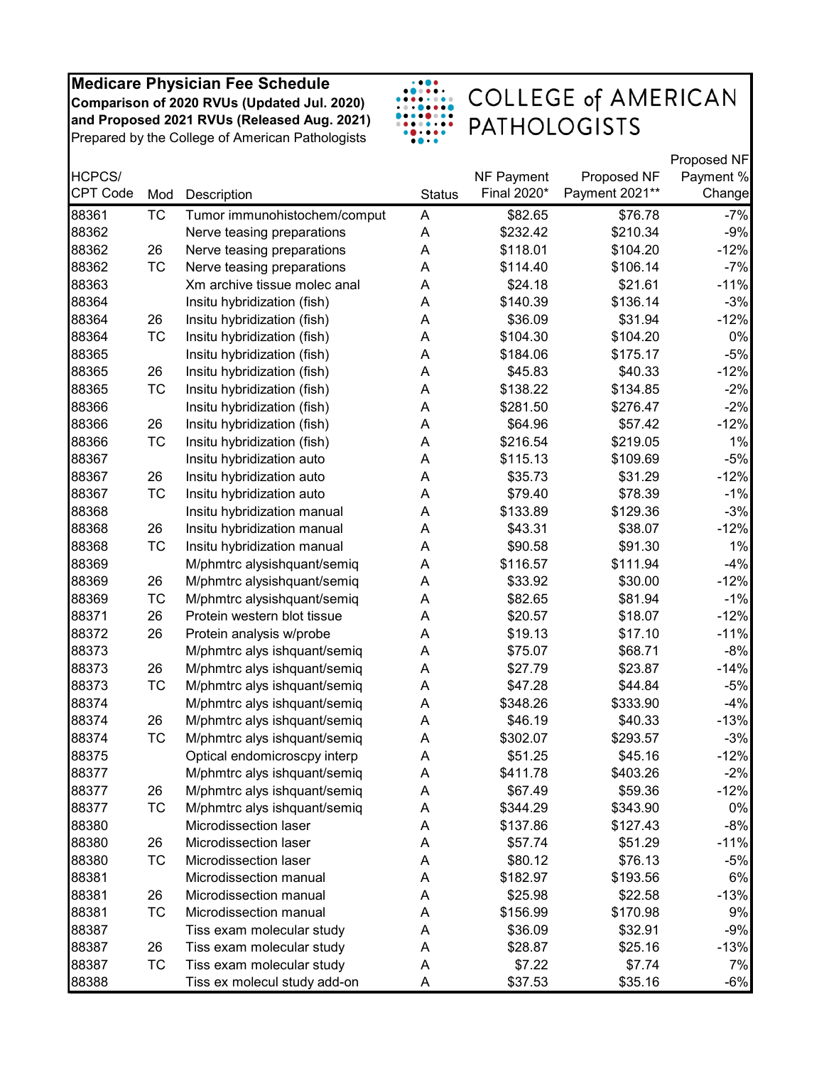**Medicare Physician Fee Schedule**
**Comparison of 2020 RVUs (Updated Jul. 2020) and Proposed 2021 RVUs (Released Aug. 2021)**
Prepared by the College of American Pathologists

COLLEGE of AMERICAN PATHOLOGISTS

| HCPCS/ CPT Code | Mod | Description | Status | NF Payment Final 2020* | Proposed NF Payment 2021** | Proposed NF Payment % Change |
|---|---|---|---|---|---|---|
| 88361 | TC | Tumor immunohistochem/comput | A | $82.65 | $76.78 | -7% |
| 88362 | | Nerve teasing preparations | A | $232.42 | $210.34 | -9% |
| 88362 | 26 | Nerve teasing preparations | A | $118.01 | $104.20 | -12% |
| 88362 | TC | Nerve teasing preparations | A | $114.40 | $106.14 | -7% |
| 88363 | | Xm archive tissue molec anal | A | $24.18 | $21.61 | -11% |
| 88364 | | Insitu hybridization (fish) | A | $140.39 | $136.14 | -3% |
| 88364 | 26 | Insitu hybridization (fish) | A | $36.09 | $31.94 | -12% |
| 88364 | TC | Insitu hybridization (fish) | A | $104.30 | $104.20 | 0% |
| 88365 | | Insitu hybridization (fish) | A | $184.06 | $175.17 | -5% |
| 88365 | 26 | Insitu hybridization (fish) | A | $45.83 | $40.33 | -12% |
| 88365 | TC | Insitu hybridization (fish) | A | $138.22 | $134.85 | -2% |
| 88366 | | Insitu hybridization (fish) | A | $281.50 | $276.47 | -2% |
| 88366 | 26 | Insitu hybridization (fish) | A | $64.96 | $57.42 | -12% |
| 88366 | TC | Insitu hybridization (fish) | A | $216.54 | $219.05 | 1% |
| 88367 | | Insitu hybridization auto | A | $115.13 | $109.69 | -5% |
| 88367 | 26 | Insitu hybridization auto | A | $35.73 | $31.29 | -12% |
| 88367 | TC | Insitu hybridization auto | A | $79.40 | $78.39 | -1% |
| 88368 | | Insitu hybridization manual | A | $133.89 | $129.36 | -3% |
| 88368 | 26 | Insitu hybridization manual | A | $43.31 | $38.07 | -12% |
| 88368 | TC | Insitu hybridization manual | A | $90.58 | $91.30 | 1% |
| 88369 | | M/phmtrc alysishquant/semiq | A | $116.57 | $111.94 | -4% |
| 88369 | 26 | M/phmtrc alysishquant/semiq | A | $33.92 | $30.00 | -12% |
| 88369 | TC | M/phmtrc alysishquant/semiq | A | $82.65 | $81.94 | -1% |
| 88371 | 26 | Protein western blot tissue | A | $20.57 | $18.07 | -12% |
| 88372 | 26 | Protein analysis w/probe | A | $19.13 | $17.10 | -11% |
| 88373 | | M/phmtrc alys ishquant/semiq | A | $75.07 | $68.71 | -8% |
| 88373 | 26 | M/phmtrc alys ishquant/semiq | A | $27.79 | $23.87 | -14% |
| 88373 | TC | M/phmtrc alys ishquant/semiq | A | $47.28 | $44.84 | -5% |
| 88374 | | M/phmtrc alys ishquant/semiq | A | $348.26 | $333.90 | -4% |
| 88374 | 26 | M/phmtrc alys ishquant/semiq | A | $46.19 | $40.33 | -13% |
| 88374 | TC | M/phmtrc alys ishquant/semiq | A | $302.07 | $293.57 | -3% |
| 88375 | | Optical endomicroscpy interp | A | $51.25 | $45.16 | -12% |
| 88377 | | M/phmtrc alys ishquant/semiq | A | $411.78 | $403.26 | -2% |
| 88377 | 26 | M/phmtrc alys ishquant/semiq | A | $67.49 | $59.36 | -12% |
| 88377 | TC | M/phmtrc alys ishquant/semiq | A | $344.29 | $343.90 | 0% |
| 88380 | | Microdissection laser | A | $137.86 | $127.43 | -8% |
| 88380 | 26 | Microdissection laser | A | $57.74 | $51.29 | -11% |
| 88380 | TC | Microdissection laser | A | $80.12 | $76.13 | -5% |
| 88381 | | Microdissection manual | A | $182.97 | $193.56 | 6% |
| 88381 | 26 | Microdissection manual | A | $25.98 | $22.58 | -13% |
| 88381 | TC | Microdissection manual | A | $156.99 | $170.98 | 9% |
| 88387 | | Tiss exam molecular study | A | $36.09 | $32.91 | -9% |
| 88387 | 26 | Tiss exam molecular study | A | $28.87 | $25.16 | -13% |
| 88387 | TC | Tiss exam molecular study | A | $7.22 | $7.74 | 7% |
| 88388 | | Tiss ex molecul study add-on | A | $37.53 | $35.16 | -6% |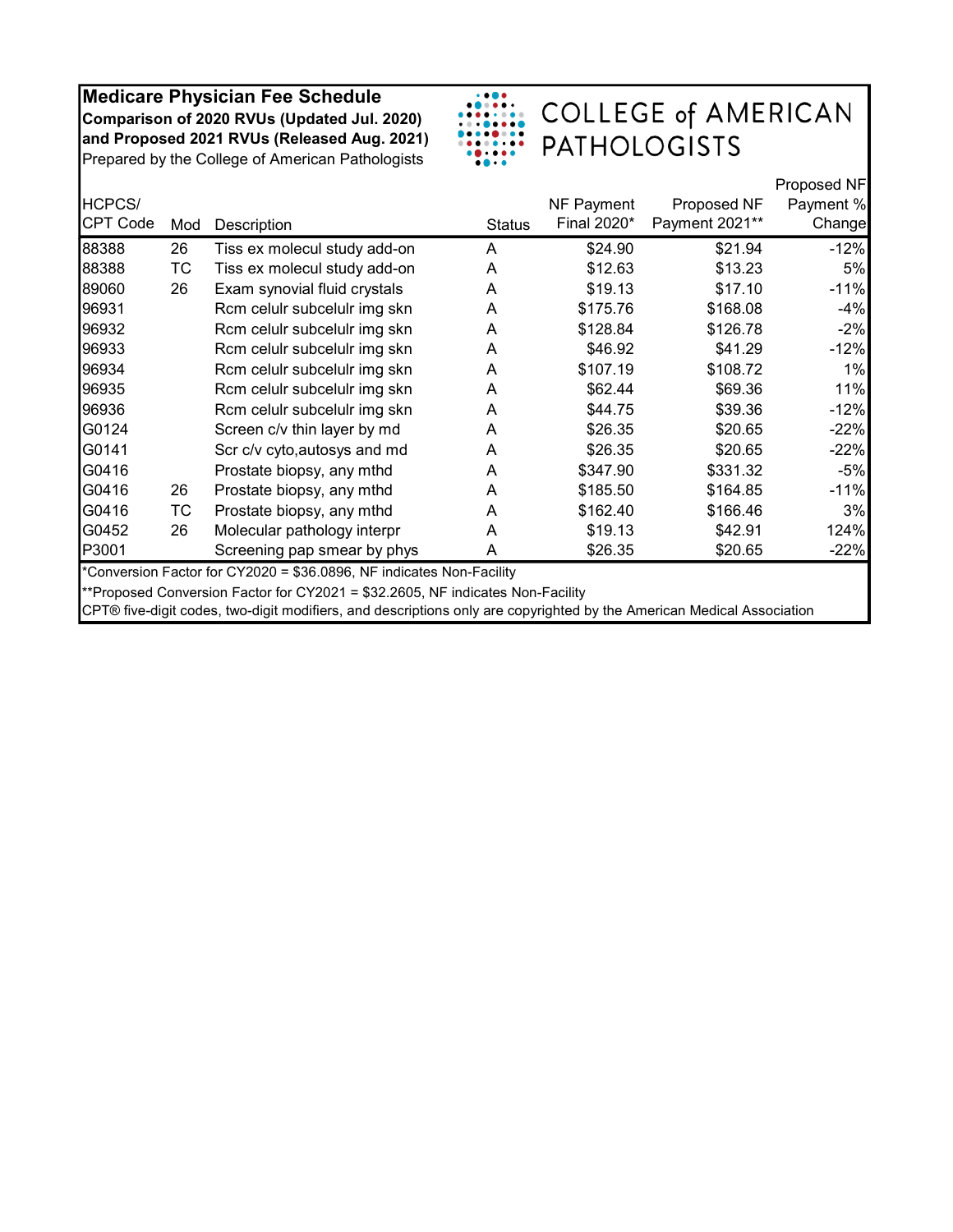**Medicare Physician Fee Schedule**
**Comparison of 2020 RVUs (Updated Jul. 2020)**
**and Proposed 2021 RVUs (Released Aug. 2021)**
Prepared by the College of American Pathologists

COLLEGE of AMERICAN PATHOLOGISTS

| HCPCS/ CPT Code | Mod | Description | Status | NF Payment Final 2020* | Proposed NF Payment 2021** | Proposed NF Payment % Change |
|---|---|---|---|---|---|---|
| 88388 | 26 | Tiss ex molecul study add-on | A | $24.90 | $21.94 | -12% |
| 88388 | TC | Tiss ex molecul study add-on | A | $12.63 | $13.23 | 5% |
| 89060 | 26 | Exam synovial fluid crystals | A | $19.13 | $17.10 | -11% |
| 96931 | | Rcm celulr subcelulr img skn | A | $175.76 | $168.08 | -4% |
| 96932 | | Rcm celulr subcelulr img skn | A | $128.84 | $126.78 | -2% |
| 96933 | | Rcm celulr subcelulr img skn | A | $46.92 | $41.29 | -12% |
| 96934 | | Rcm celulr subcelulr img skn | A | $107.19 | $108.72 | 1% |
| 96935 | | Rcm celulr subcelulr img skn | A | $62.44 | $69.36 | 11% |
| 96936 | | Rcm celulr subcelulr img skn | A | $44.75 | $39.36 | -12% |
| G0124 | | Screen c/v thin layer by md | A | $26.35 | $20.65 | -22% |
| G0141 | | Scr c/v cyto,autosys and md | A | $26.35 | $20.65 | -22% |
| G0416 | | Prostate biopsy, any mthd | A | $347.90 | $331.32 | -5% |
| G0416 | 26 | Prostate biopsy, any mthd | A | $185.50 | $164.85 | -11% |
| G0416 | TC | Prostate biopsy, any mthd | A | $162.40 | $166.46 | 3% |
| G0452 | 26 | Molecular pathology interpr | A | $19.13 | $42.91 | 124% |
| P3001 | | Screening pap smear by phys | A | $26.35 | $20.65 | -22% |

*Conversion Factor for CY2020 = $36.0896, NF indicates Non-Facility

**Proposed Conversion Factor for CY2021 = $32.2605, NF indicates Non-Facility

CPT® five-digit codes, two-digit modifiers, and descriptions only are copyrighted by the American Medical Association